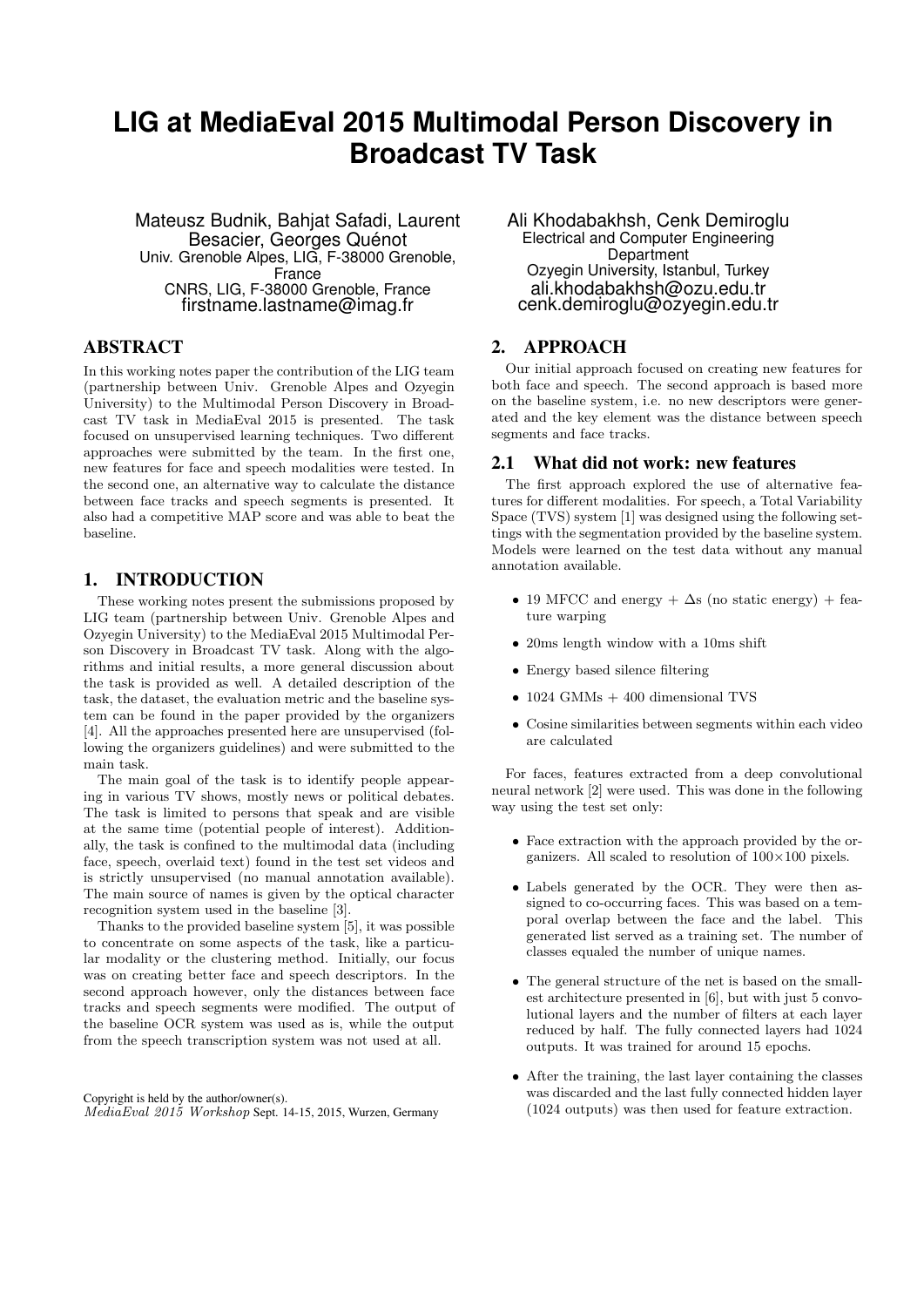# LIG at MediaEval 2015 Multimodal Person Discovery in Broadcast TV Task

Mateusz Budnik, Bahjat Safadi, Laurent Besacier, Georges Quénot
Univ. Grenoble Alpes, LIG, F-38000 Grenoble, France
CNRS, LIG, F-38000 Grenoble, France
firstname.lastname@imag.fr

Ali Khodabakhsh, Cenk Demiroglu
Electrical and Computer Engineering Department
Ozyegin University, Istanbul, Turkey
ali.khodabakhsh@ozu.edu.tr
cenk.demiroglu@ozyegin.edu.tr

## ABSTRACT

In this working notes paper the contribution of the LIG team (partnership between Univ. Grenoble Alpes and Ozyegin University) to the Multimodal Person Discovery in Broadcast TV task in MediaEval 2015 is presented. The task focused on unsupervised learning techniques. Two different approaches were submitted by the team. In the first one, new features for face and speech modalities were tested. In the second one, an alternative way to calculate the distance between face tracks and speech segments is presented. It also had a competitive MAP score and was able to beat the baseline.

## 1. INTRODUCTION

These working notes present the submissions proposed by LIG team (partnership between Univ. Grenoble Alpes and Ozyegin University) to the MediaEval 2015 Multimodal Person Discovery in Broadcast TV task. Along with the algorithms and initial results, a more general discussion about the task is provided as well. A detailed description of the task, the dataset, the evaluation metric and the baseline system can be found in the paper provided by the organizers [4]. All the approaches presented here are unsupervised (following the organizers guidelines) and were submitted to the main task.

The main goal of the task is to identify people appearing in various TV shows, mostly news or political debates. The task is limited to persons that speak and are visible at the same time (potential people of interest). Additionally, the task is confined to the multimodal data (including face, speech, overlaid text) found in the test set videos and is strictly unsupervised (no manual annotation available). The main source of names is given by the optical character recognition system used in the baseline [3].

Thanks to the provided baseline system [5], it was possible to concentrate on some aspects of the task, like a particular modality or the clustering method. Initially, our focus was on creating better face and speech descriptors. In the second approach however, only the distances between face tracks and speech segments were modified. The output of the baseline OCR system was used as is, while the output from the speech transcription system was not used at all.

Copyright is held by the author/owner(s).
*MediaEval 2015 Workshop* Sept. 14-15, 2015, Wurzen, Germany

## 2. APPROACH

Our initial approach focused on creating new features for both face and speech. The second approach is based more on the baseline system, i.e. no new descriptors were generated and the key element was the distance between speech segments and face tracks.

### 2.1 What did not work: new features

The first approach explored the use of alternative features for different modalities. For speech, a Total Variability Space (TVS) system [1] was designed using the following settings with the segmentation provided by the baseline system. Models were learned on the test data without any manual annotation available.

- 19 MFCC and energy + $\Delta$s (no static energy) + feature warping
- 20ms length window with a 10ms shift
- Energy based silence filtering
- 1024 GMMs + 400 dimensional TVS
- Cosine similarities between segments within each video are calculated

For faces, features extracted from a deep convolutional neural network [2] were used. This was done in the following way using the test set only:

- Face extraction with the approach provided by the organizers. All scaled to resolution of $100{\times}100$ pixels.
- Labels generated by the OCR. They were then assigned to co-occurring faces. This was based on a temporal overlap between the face and the label. This generated list served as a training set. The number of classes equaled the number of unique names.
- The general structure of the net is based on the smallest architecture presented in [6], but with just 5 convolutional layers and the number of filters at each layer reduced by half. The fully connected layers had 1024 outputs. It was trained for around 15 epochs.
- After the training, the last layer containing the classes was discarded and the last fully connected hidden layer (1024 outputs) was then used for feature extraction.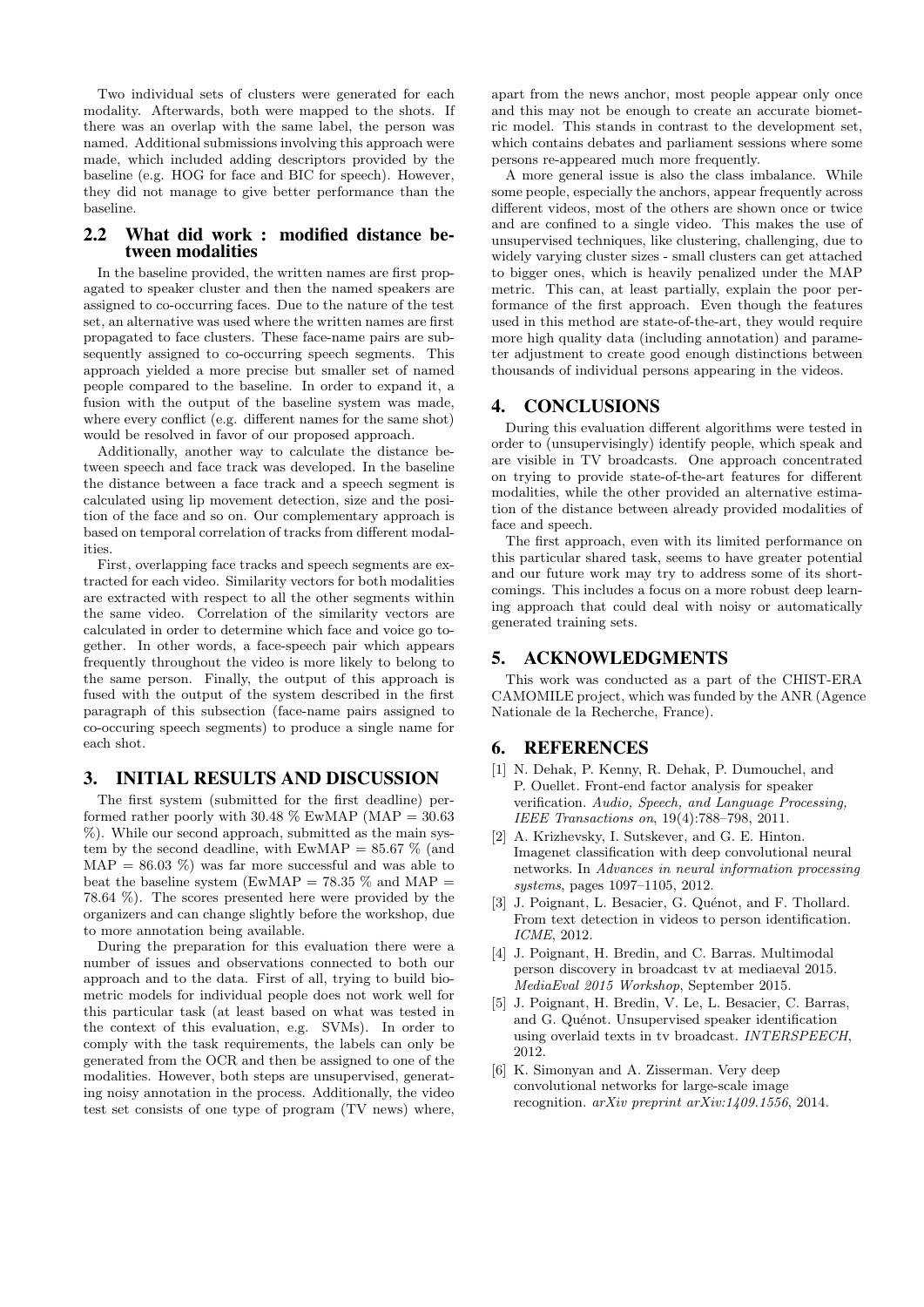Two individual sets of clusters were generated for each modality. Afterwards, both were mapped to the shots. If there was an overlap with the same label, the person was named. Additional submissions involving this approach were made, which included adding descriptors provided by the baseline (e.g. HOG for face and BIC for speech). However, they did not manage to give better performance than the baseline.

## 2.2 What did work : modified distance between modalities

In the baseline provided, the written names are first propagated to speaker cluster and then the named speakers are assigned to co-occurring faces. Due to the nature of the test set, an alternative was used where the written names are first propagated to face clusters. These face-name pairs are subsequently assigned to co-occurring speech segments. This approach yielded a more precise but smaller set of named people compared to the baseline. In order to expand it, a fusion with the output of the baseline system was made, where every conflict (e.g. different names for the same shot) would be resolved in favor of our proposed approach.

Additionally, another way to calculate the distance between speech and face track was developed. In the baseline the distance between a face track and a speech segment is calculated using lip movement detection, size and the position of the face and so on. Our complementary approach is based on temporal correlation of tracks from different modalities.

First, overlapping face tracks and speech segments are extracted for each video. Similarity vectors for both modalities are extracted with respect to all the other segments within the same video. Correlation of the similarity vectors are calculated in order to determine which face and voice go together. In other words, a face-speech pair which appears frequently throughout the video is more likely to belong to the same person. Finally, the output of this approach is fused with the output of the system described in the first paragraph of this subsection (face-name pairs assigned to co-occuring speech segments) to produce a single name for each shot.

# 3. INITIAL RESULTS AND DISCUSSION

The first system (submitted for the first deadline) performed rather poorly with 30.48 % EwMAP (MAP = 30.63 %). While our second approach, submitted as the main system by the second deadline, with EwMAP = 85.67 % (and MAP = 86.03 %) was far more successful and was able to beat the baseline system (EwMAP = 78.35 % and MAP = 78.64 %). The scores presented here were provided by the organizers and can change slightly before the workshop, due to more annotation being available.

During the preparation for this evaluation there were a number of issues and observations connected to both our approach and to the data. First of all, trying to build biometric models for individual people does not work well for this particular task (at least based on what was tested in the context of this evaluation, e.g. SVMs). In order to comply with the task requirements, the labels can only be generated from the OCR and then be assigned to one of the modalities. However, both steps are unsupervised, generating noisy annotation in the process. Additionally, the video test set consists of one type of program (TV news) where, apart from the news anchor, most people appear only once and this may not be enough to create an accurate biometric model. This stands in contrast to the development set, which contains debates and parliament sessions where some persons re-appeared much more frequently.

A more general issue is also the class imbalance. While some people, especially the anchors, appear frequently across different videos, most of the others are shown once or twice and are confined to a single video. This makes the use of unsupervised techniques, like clustering, challenging, due to widely varying cluster sizes - small clusters can get attached to bigger ones, which is heavily penalized under the MAP metric. This can, at least partially, explain the poor performance of the first approach. Even though the features used in this method are state-of-the-art, they would require more high quality data (including annotation) and parameter adjustment to create good enough distinctions between thousands of individual persons appearing in the videos.

# 4. CONCLUSIONS

During this evaluation different algorithms were tested in order to (unsupervisingly) identify people, which speak and are visible in TV broadcasts. One approach concentrated on trying to provide state-of-the-art features for different modalities, while the other provided an alternative estimation of the distance between already provided modalities of face and speech.

The first approach, even with its limited performance on this particular shared task, seems to have greater potential and our future work may try to address some of its shortcomings. This includes a focus on a more robust deep learning approach that could deal with noisy or automatically generated training sets.

# 5. ACKNOWLEDGMENTS

This work was conducted as a part of the CHIST-ERA CAMOMILE project, which was funded by the ANR (Agence Nationale de la Recherche, France).

# 6. REFERENCES

[1] N. Dehak, P. Kenny, R. Dehak, P. Dumouchel, and P. Ouellet. Front-end factor analysis for speaker verification. *Audio, Speech, and Language Processing, IEEE Transactions on*, 19(4):788–798, 2011.

[2] A. Krizhevsky, I. Sutskever, and G. E. Hinton. Imagenet classification with deep convolutional neural networks. In *Advances in neural information processing systems*, pages 1097–1105, 2012.

[3] J. Poignant, L. Besacier, G. Quénot, and F. Thollard. From text detection in videos to person identification. *ICME*, 2012.

[4] J. Poignant, H. Bredin, and C. Barras. Multimodal person discovery in broadcast tv at mediaeval 2015. *MediaEval 2015 Workshop*, September 2015.

[5] J. Poignant, H. Bredin, V. Le, L. Besacier, C. Barras, and G. Quénot. Unsupervised speaker identification using overlaid texts in tv broadcast. *INTERSPEECH*, 2012.

[6] K. Simonyan and A. Zisserman. Very deep convolutional networks for large-scale image recognition. *arXiv preprint arXiv:1409.1556*, 2014.